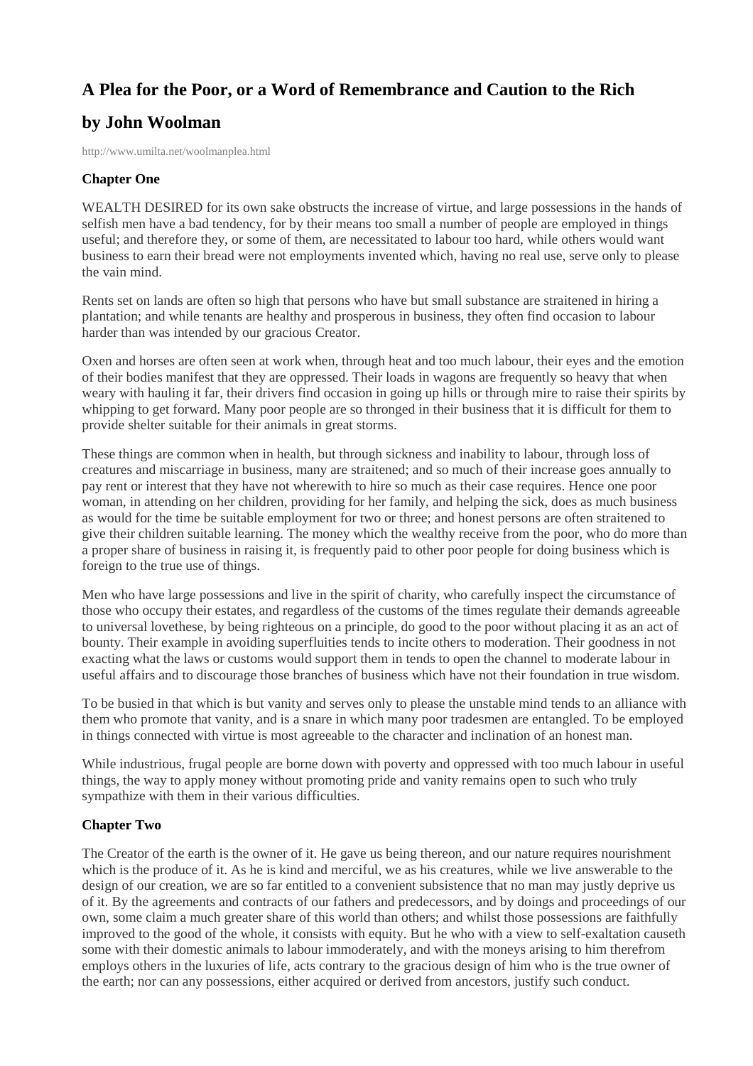# A Plea for the Poor, or a Word of Remembrance and Caution to the Rich

# by John Woolman

http://www.umilta.net/woolmanplea.html

### Chapter One

WEALTH DESIRED for its own sake obstructs the increase of virtue, and large possessions in the hands of selfish men have a bad tendency, for by their means too small a number of people are employed in things useful; and therefore they, or some of them, are necessitated to labour too hard, while others would want business to earn their bread were not employments invented which, having no real use, serve only to please the vain mind.

Rents set on lands are often so high that persons who have but small substance are straitened in hiring a plantation; and while tenants are healthy and prosperous in business, they often find occasion to labour harder than was intended by our gracious Creator.

Oxen and horses are often seen at work when, through heat and too much labour, their eyes and the emotion of their bodies manifest that they are oppressed. Their loads in wagons are frequently so heavy that when weary with hauling it far, their drivers find occasion in going up hills or through mire to raise their spirits by whipping to get forward. Many poor people are so thronged in their business that it is difficult for them to provide shelter suitable for their animals in great storms.

These things are common when in health, but through sickness and inability to labour, through loss of creatures and miscarriage in business, many are straitened; and so much of their increase goes annually to pay rent or interest that they have not wherewith to hire so much as their case requires. Hence one poor woman, in attending on her children, providing for her family, and helping the sick, does as much business as would for the time be suitable employment for two or three; and honest persons are often straitened to give their children suitable learning. The money which the wealthy receive from the poor, who do more than a proper share of business in raising it, is frequently paid to other poor people for doing business which is foreign to the true use of things.

Men who have large possessions and live in the spirit of charity, who carefully inspect the circumstance of those who occupy their estates, and regardless of the customs of the times regulate their demands agreeable to universal lovethese, by being righteous on a principle, do good to the poor without placing it as an act of bounty. Their example in avoiding superfluities tends to incite others to moderation. Their goodness in not exacting what the laws or customs would support them in tends to open the channel to moderate labour in useful affairs and to discourage those branches of business which have not their foundation in true wisdom.

To be busied in that which is but vanity and serves only to please the unstable mind tends to an alliance with them who promote that vanity, and is a snare in which many poor tradesmen are entangled. To be employed in things connected with virtue is most agreeable to the character and inclination of an honest man.

While industrious, frugal people are borne down with poverty and oppressed with too much labour in useful things, the way to apply money without promoting pride and vanity remains open to such who truly sympathize with them in their various difficulties.

### Chapter Two

The Creator of the earth is the owner of it. He gave us being thereon, and our nature requires nourishment which is the produce of it. As he is kind and merciful, we as his creatures, while we live answerable to the design of our creation, we are so far entitled to a convenient subsistence that no man may justly deprive us of it. By the agreements and contracts of our fathers and predecessors, and by doings and proceedings of our own, some claim a much greater share of this world than others; and whilst those possessions are faithfully improved to the good of the whole, it consists with equity. But he who with a view to self-exaltation causeth some with their domestic animals to labour immoderately, and with the moneys arising to him therefrom employs others in the luxuries of life, acts contrary to the gracious design of him who is the true owner of the earth; nor can any possessions, either acquired or derived from ancestors, justify such conduct.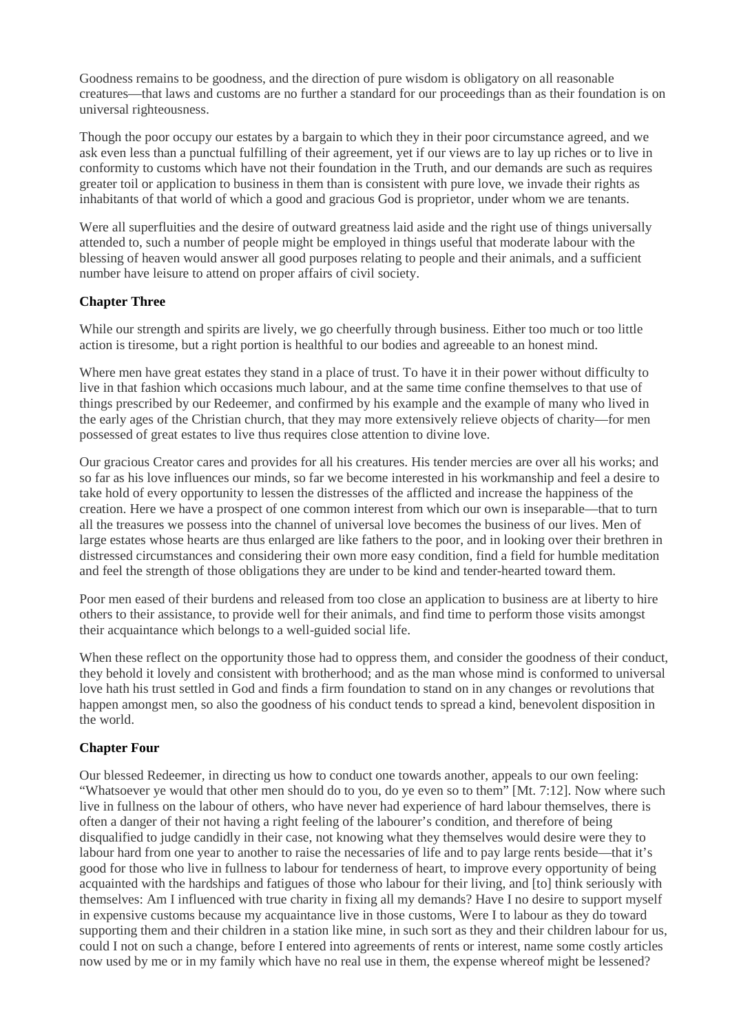Goodness remains to be goodness, and the direction of pure wisdom is obligatory on all reasonable creatures—that laws and customs are no further a standard for our proceedings than as their foundation is on universal righteousness.

Though the poor occupy our estates by a bargain to which they in their poor circumstance agreed, and we ask even less than a punctual fulfilling of their agreement, yet if our views are to lay up riches or to live in conformity to customs which have not their foundation in the Truth, and our demands are such as requires greater toil or application to business in them than is consistent with pure love, we invade their rights as inhabitants of that world of which a good and gracious God is proprietor, under whom we are tenants.

Were all superfluities and the desire of outward greatness laid aside and the right use of things universally attended to, such a number of people might be employed in things useful that moderate labour with the blessing of heaven would answer all good purposes relating to people and their animals, and a sufficient number have leisure to attend on proper affairs of civil society.

### Chapter Three

While our strength and spirits are lively, we go cheerfully through business. Either too much or too little action is tiresome, but a right portion is healthful to our bodies and agreeable to an honest mind.

Where men have great estates they stand in a place of trust. To have it in their power without difficulty to live in that fashion which occasions much labour, and at the same time confine themselves to that use of things prescribed by our Redeemer, and confirmed by his example and the example of many who lived in the early ages of the Christian church, that they may more extensively relieve objects of charity—for men possessed of great estates to live thus requires close attention to divine love.

Our gracious Creator cares and provides for all his creatures. His tender mercies are over all his works; and so far as his love influences our minds, so far we become interested in his workmanship and feel a desire to take hold of every opportunity to lessen the distresses of the afflicted and increase the happiness of the creation. Here we have a prospect of one common interest from which our own is inseparable—that to turn all the treasures we possess into the channel of universal love becomes the business of our lives. Men of large estates whose hearts are thus enlarged are like fathers to the poor, and in looking over their brethren in distressed circumstances and considering their own more easy condition, find a field for humble meditation and feel the strength of those obligations they are under to be kind and tender-hearted toward them.

Poor men eased of their burdens and released from too close an application to business are at liberty to hire others to their assistance, to provide well for their animals, and find time to perform those visits amongst their acquaintance which belongs to a well-guided social life.

When these reflect on the opportunity those had to oppress them, and consider the goodness of their conduct, they behold it lovely and consistent with brotherhood; and as the man whose mind is conformed to universal love hath his trust settled in God and finds a firm foundation to stand on in any changes or revolutions that happen amongst men, so also the goodness of his conduct tends to spread a kind, benevolent disposition in the world.

### Chapter Four

Our blessed Redeemer, in directing us how to conduct one towards another, appeals to our own feeling: "Whatsoever ye would that other men should do to you, do ye even so to them" [Mt. 7:12]. Now where such live in fullness on the labour of others, who have never had experience of hard labour themselves, there is often a danger of their not having a right feeling of the labourer's condition, and therefore of being disqualified to judge candidly in their case, not knowing what they themselves would desire were they to labour hard from one year to another to raise the necessaries of life and to pay large rents beside—that it's good for those who live in fullness to labour for tenderness of heart, to improve every opportunity of being acquainted with the hardships and fatigues of those who labour for their living, and [to] think seriously with themselves: Am I influenced with true charity in fixing all my demands? Have I no desire to support myself in expensive customs because my acquaintance live in those customs, Were I to labour as they do toward supporting them and their children in a station like mine, in such sort as they and their children labour for us, could I not on such a change, before I entered into agreements of rents or interest, name some costly articles now used by me or in my family which have no real use in them, the expense whereof might be lessened?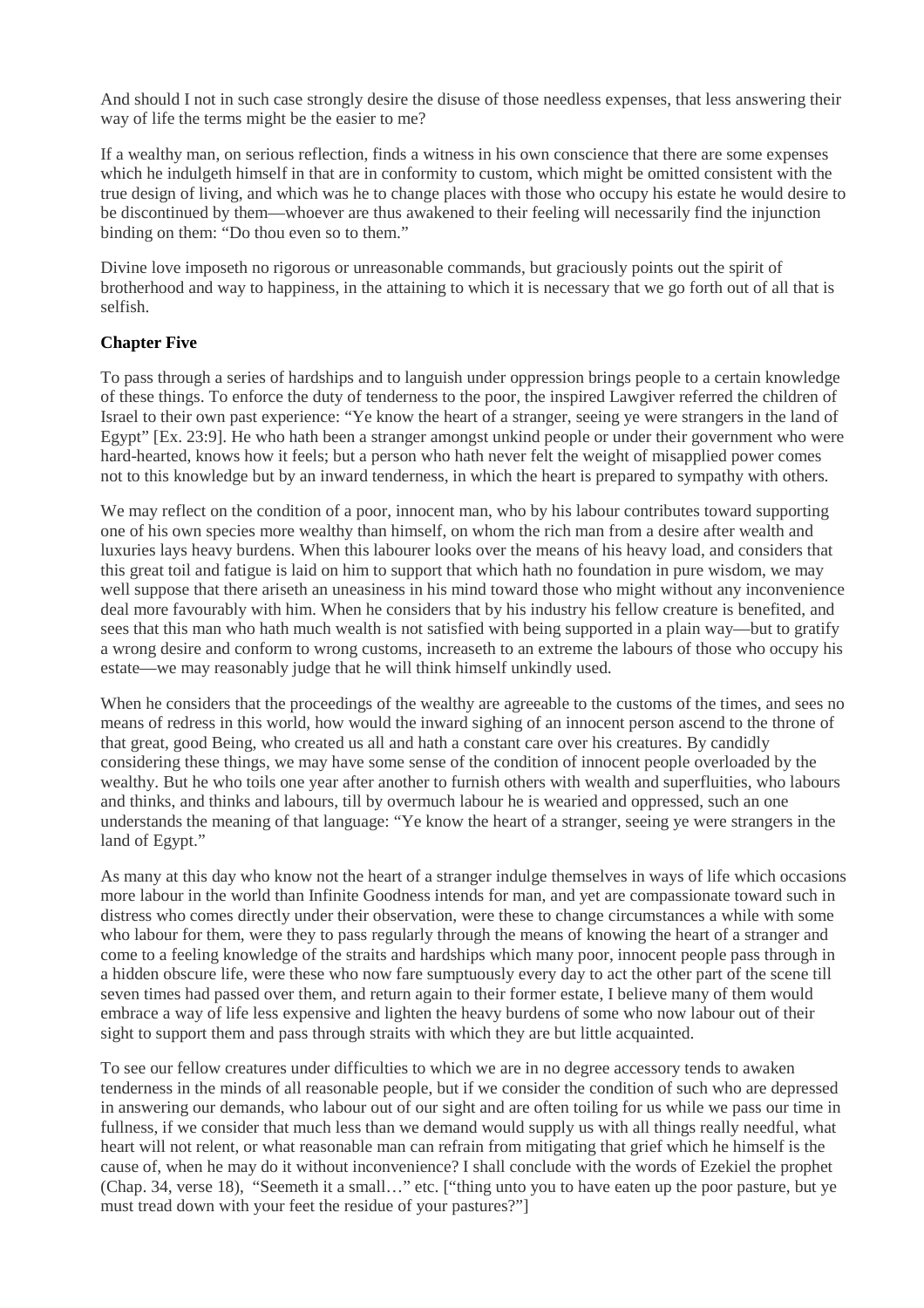And should I not in such case strongly desire the disuse of those needless expenses, that less answering their way of life the terms might be the easier to me?

If a wealthy man, on serious reflection, finds a witness in his own conscience that there are some expenses which he indulgeth himself in that are in conformity to custom, which might be omitted consistent with the true design of living, and which was he to change places with those who occupy his estate he would desire to be discontinued by them—whoever are thus awakened to their feeling will necessarily find the injunction binding on them: "Do thou even so to them."

Divine love imposeth no rigorous or unreasonable commands, but graciously points out the spirit of brotherhood and way to happiness, in the attaining to which it is necessary that we go forth out of all that is selfish.

**Chapter Five**

To pass through a series of hardships and to languish under oppression brings people to a certain knowledge of these things. To enforce the duty of tenderness to the poor, the inspired Lawgiver referred the children of Israel to their own past experience: "Ye know the heart of a stranger, seeing ye were strangers in the land of Egypt" [Ex. 23:9]. He who hath been a stranger amongst unkind people or under their government who were hard-hearted, knows how it feels; but a person who hath never felt the weight of misapplied power comes not to this knowledge but by an inward tenderness, in which the heart is prepared to sympathy with others.

We may reflect on the condition of a poor, innocent man, who by his labour contributes toward supporting one of his own species more wealthy than himself, on whom the rich man from a desire after wealth and luxuries lays heavy burdens. When this labourer looks over the means of his heavy load, and considers that this great toil and fatigue is laid on him to support that which hath no foundation in pure wisdom, we may well suppose that there ariseth an uneasiness in his mind toward those who might without any inconvenience deal more favourably with him. When he considers that by his industry his fellow creature is benefited, and sees that this man who hath much wealth is not satisfied with being supported in a plain way—but to gratify a wrong desire and conform to wrong customs, increaseth to an extreme the labours of those who occupy his estate—we may reasonably judge that he will think himself unkindly used.

When he considers that the proceedings of the wealthy are agreeable to the customs of the times, and sees no means of redress in this world, how would the inward sighing of an innocent person ascend to the throne of that great, good Being, who created us all and hath a constant care over his creatures. By candidly considering these things, we may have some sense of the condition of innocent people overloaded by the wealthy. But he who toils one year after another to furnish others with wealth and superfluities, who labours and thinks, and thinks and labours, till by overmuch labour he is wearied and oppressed, such an one understands the meaning of that language: "Ye know the heart of a stranger, seeing ye were strangers in the land of Egypt."

As many at this day who know not the heart of a stranger indulge themselves in ways of life which occasions more labour in the world than Infinite Goodness intends for man, and yet are compassionate toward such in distress who comes directly under their observation, were these to change circumstances a while with some who labour for them, were they to pass regularly through the means of knowing the heart of a stranger and come to a feeling knowledge of the straits and hardships which many poor, innocent people pass through in a hidden obscure life, were these who now fare sumptuously every day to act the other part of the scene till seven times had passed over them, and return again to their former estate, I believe many of them would embrace a way of life less expensive and lighten the heavy burdens of some who now labour out of their sight to support them and pass through straits with which they are but little acquainted.

To see our fellow creatures under difficulties to which we are in no degree accessory tends to awaken tenderness in the minds of all reasonable people, but if we consider the condition of such who are depressed in answering our demands, who labour out of our sight and are often toiling for us while we pass our time in fullness, if we consider that much less than we demand would supply us with all things really needful, what heart will not relent, or what reasonable man can refrain from mitigating that grief which he himself is the cause of, when he may do it without inconvenience? I shall conclude with the words of Ezekiel the prophet (Chap. 34, verse 18), "Seemeth it a small…" etc. ["thing unto you to have eaten up the poor pasture, but ye must tread down with your feet the residue of your pastures?"]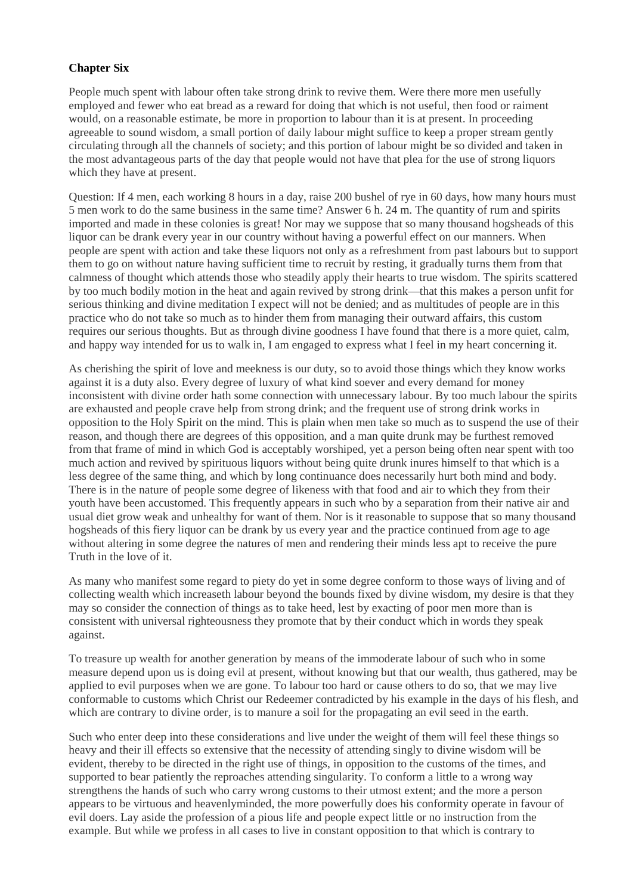**Chapter Six**

People much spent with labour often take strong drink to revive them. Were there more men usefully employed and fewer who eat bread as a reward for doing that which is not useful, then food or raiment would, on a reasonable estimate, be more in proportion to labour than it is at present. In proceeding agreeable to sound wisdom, a small portion of daily labour might suffice to keep a proper stream gently circulating through all the channels of society; and this portion of labour might be so divided and taken in the most advantageous parts of the day that people would not have that plea for the use of strong liquors which they have at present.

Question: If 4 men, each working 8 hours in a day, raise 200 bushel of rye in 60 days, how many hours must 5 men work to do the same business in the same time? Answer 6 h. 24 m. The quantity of rum and spirits imported and made in these colonies is great! Nor may we suppose that so many thousand hogsheads of this liquor can be drank every year in our country without having a powerful effect on our manners. When people are spent with action and take these liquors not only as a refreshment from past labours but to support them to go on without nature having sufficient time to recruit by resting, it gradually turns them from that calmness of thought which attends those who steadily apply their hearts to true wisdom. The spirits scattered by too much bodily motion in the heat and again revived by strong drink—that this makes a person unfit for serious thinking and divine meditation I expect will not be denied; and as multitudes of people are in this practice who do not take so much as to hinder them from managing their outward affairs, this custom requires our serious thoughts. But as through divine goodness I have found that there is a more quiet, calm, and happy way intended for us to walk in, I am engaged to express what I feel in my heart concerning it.

As cherishing the spirit of love and meekness is our duty, so to avoid those things which they know works against it is a duty also. Every degree of luxury of what kind soever and every demand for money inconsistent with divine order hath some connection with unnecessary labour. By too much labour the spirits are exhausted and people crave help from strong drink; and the frequent use of strong drink works in opposition to the Holy Spirit on the mind. This is plain when men take so much as to suspend the use of their reason, and though there are degrees of this opposition, and a man quite drunk may be furthest removed from that frame of mind in which God is acceptably worshiped, yet a person being often near spent with too much action and revived by spirituous liquors without being quite drunk inures himself to that which is a less degree of the same thing, and which by long continuance does necessarily hurt both mind and body. There is in the nature of people some degree of likeness with that food and air to which they from their youth have been accustomed. This frequently appears in such who by a separation from their native air and usual diet grow weak and unhealthy for want of them. Nor is it reasonable to suppose that so many thousand hogsheads of this fiery liquor can be drank by us every year and the practice continued from age to age without altering in some degree the natures of men and rendering their minds less apt to receive the pure Truth in the love of it.

As many who manifest some regard to piety do yet in some degree conform to those ways of living and of collecting wealth which increaseth labour beyond the bounds fixed by divine wisdom, my desire is that they may so consider the connection of things as to take heed, lest by exacting of poor men more than is consistent with universal righteousness they promote that by their conduct which in words they speak against.

To treasure up wealth for another generation by means of the immoderate labour of such who in some measure depend upon us is doing evil at present, without knowing but that our wealth, thus gathered, may be applied to evil purposes when we are gone. To labour too hard or cause others to do so, that we may live conformable to customs which Christ our Redeemer contradicted by his example in the days of his flesh, and which are contrary to divine order, is to manure a soil for the propagating an evil seed in the earth.

Such who enter deep into these considerations and live under the weight of them will feel these things so heavy and their ill effects so extensive that the necessity of attending singly to divine wisdom will be evident, thereby to be directed in the right use of things, in opposition to the customs of the times, and supported to bear patiently the reproaches attending singularity. To conform a little to a wrong way strengthens the hands of such who carry wrong customs to their utmost extent; and the more a person appears to be virtuous and heavenlyminded, the more powerfully does his conformity operate in favour of evil doers. Lay aside the profession of a pious life and people expect little or no instruction from the example. But while we profess in all cases to live in constant opposition to that which is contrary to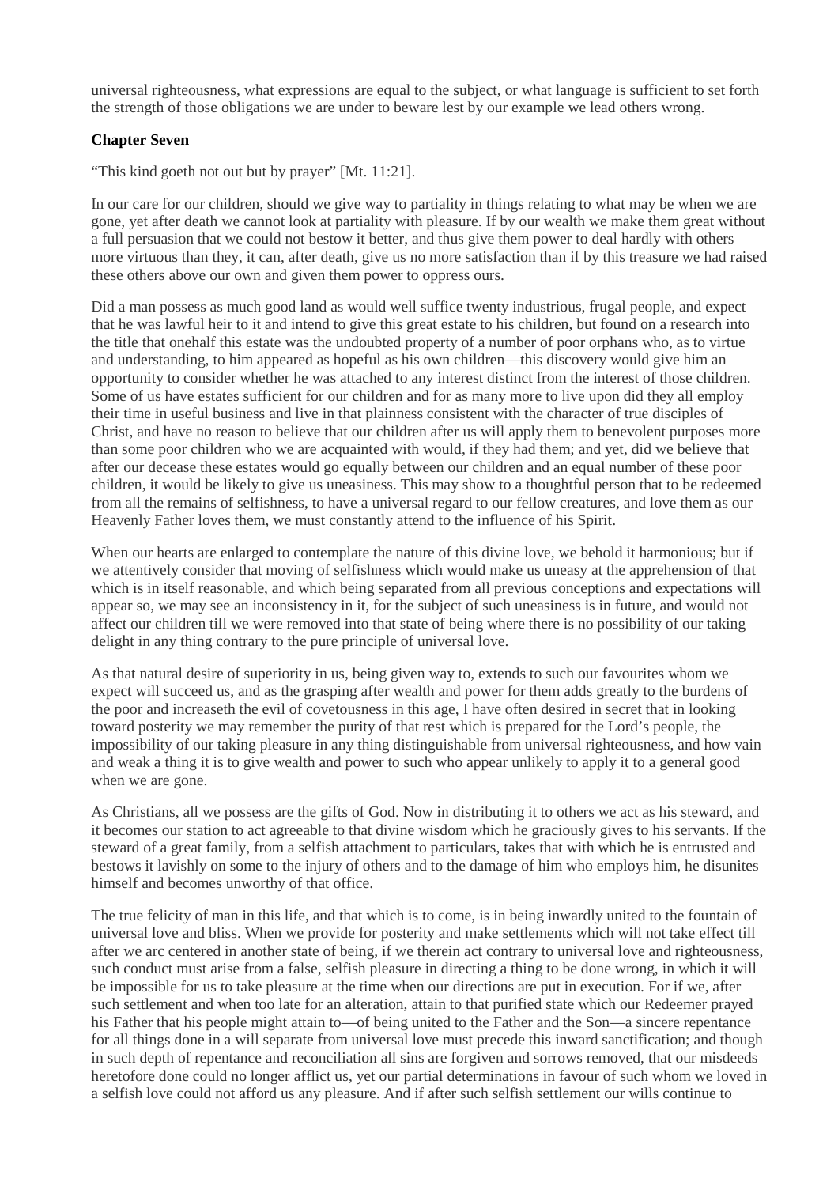universal righteousness, what expressions are equal to the subject, or what language is sufficient to set forth the strength of those obligations we are under to beware lest by our example we lead others wrong.

**Chapter Seven**

“This kind goeth not out but by prayer” [Mt. 11:21].

In our care for our children, should we give way to partiality in things relating to what may be when we are gone, yet after death we cannot look at partiality with pleasure. If by our wealth we make them great without a full persuasion that we could not bestow it better, and thus give them power to deal hardly with others more virtuous than they, it can, after death, give us no more satisfaction than if by this treasure we had raised these others above our own and given them power to oppress ours.

Did a man possess as much good land as would well suffice twenty industrious, frugal people, and expect that he was lawful heir to it and intend to give this great estate to his children, but found on a research into the title that onehalf this estate was the undoubted property of a number of poor orphans who, as to virtue and understanding, to him appeared as hopeful as his own children—this discovery would give him an opportunity to consider whether he was attached to any interest distinct from the interest of those children. Some of us have estates sufficient for our children and for as many more to live upon did they all employ their time in useful business and live in that plainness consistent with the character of true disciples of Christ, and have no reason to believe that our children after us will apply them to benevolent purposes more than some poor children who we are acquainted with would, if they had them; and yet, did we believe that after our decease these estates would go equally between our children and an equal number of these poor children, it would be likely to give us uneasiness. This may show to a thoughtful person that to be redeemed from all the remains of selfishness, to have a universal regard to our fellow creatures, and love them as our Heavenly Father loves them, we must constantly attend to the influence of his Spirit.

When our hearts are enlarged to contemplate the nature of this divine love, we behold it harmonious; but if we attentively consider that moving of selfishness which would make us uneasy at the apprehension of that which is in itself reasonable, and which being separated from all previous conceptions and expectations will appear so, we may see an inconsistency in it, for the subject of such uneasiness is in future, and would not affect our children till we were removed into that state of being where there is no possibility of our taking delight in any thing contrary to the pure principle of universal love.

As that natural desire of superiority in us, being given way to, extends to such our favourites whom we expect will succeed us, and as the grasping after wealth and power for them adds greatly to the burdens of the poor and increaseth the evil of covetousness in this age, I have often desired in secret that in looking toward posterity we may remember the purity of that rest which is prepared for the Lord’s people, the impossibility of our taking pleasure in any thing distinguishable from universal righteousness, and how vain and weak a thing it is to give wealth and power to such who appear unlikely to apply it to a general good when we are gone.

As Christians, all we possess are the gifts of God. Now in distributing it to others we act as his steward, and it becomes our station to act agreeable to that divine wisdom which he graciously gives to his servants. If the steward of a great family, from a selfish attachment to particulars, takes that with which he is entrusted and bestows it lavishly on some to the injury of others and to the damage of him who employs him, he disunites himself and becomes unworthy of that office.

The true felicity of man in this life, and that which is to come, is in being inwardly united to the fountain of universal love and bliss. When we provide for posterity and make settlements which will not take effect till after we arc centered in another state of being, if we therein act contrary to universal love and righteousness, such conduct must arise from a false, selfish pleasure in directing a thing to be done wrong, in which it will be impossible for us to take pleasure at the time when our directions are put in execution. For if we, after such settlement and when too late for an alteration, attain to that purified state which our Redeemer prayed his Father that his people might attain to—of being united to the Father and the Son—a sincere repentance for all things done in a will separate from universal love must precede this inward sanctification; and though in such depth of repentance and reconciliation all sins are forgiven and sorrows removed, that our misdeeds heretofore done could no longer afflict us, yet our partial determinations in favour of such whom we loved in a selfish love could not afford us any pleasure. And if after such selfish settlement our wills continue to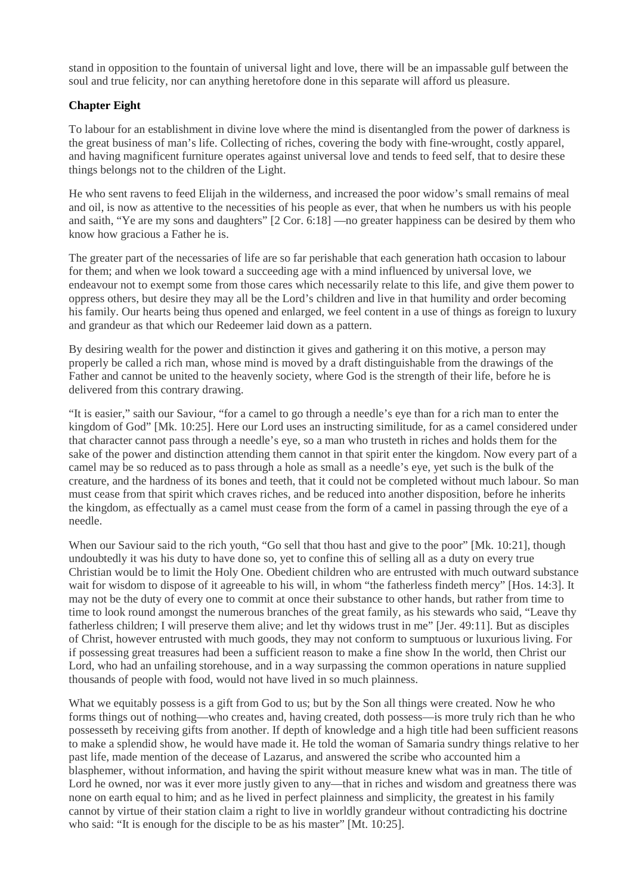stand in opposition to the fountain of universal light and love, there will be an impassable gulf between the soul and true felicity, nor can anything heretofore done in this separate will afford us pleasure.

**Chapter Eight**

To labour for an establishment in divine love where the mind is disentangled from the power of darkness is the great business of man's life. Collecting of riches, covering the body with fine-wrought, costly apparel, and having magnificent furniture operates against universal love and tends to feed self, that to desire these things belongs not to the children of the Light.

He who sent ravens to feed Elijah in the wilderness, and increased the poor widow's small remains of meal and oil, is now as attentive to the necessities of his people as ever, that when he numbers us with his people and saith, "Ye are my sons and daughters" [2 Cor. 6:18] —no greater happiness can be desired by them who know how gracious a Father he is.

The greater part of the necessaries of life are so far perishable that each generation hath occasion to labour for them; and when we look toward a succeeding age with a mind influenced by universal love, we endeavour not to exempt some from those cares which necessarily relate to this life, and give them power to oppress others, but desire they may all be the Lord's children and live in that humility and order becoming his family. Our hearts being thus opened and enlarged, we feel content in a use of things as foreign to luxury and grandeur as that which our Redeemer laid down as a pattern.

By desiring wealth for the power and distinction it gives and gathering it on this motive, a person may properly be called a rich man, whose mind is moved by a draft distinguishable from the drawings of the Father and cannot be united to the heavenly society, where God is the strength of their life, before he is delivered from this contrary drawing.

"It is easier," saith our Saviour, "for a camel to go through a needle's eye than for a rich man to enter the kingdom of God" [Mk. 10:25]. Here our Lord uses an instructing similitude, for as a camel considered under that character cannot pass through a needle's eye, so a man who trusteth in riches and holds them for the sake of the power and distinction attending them cannot in that spirit enter the kingdom. Now every part of a camel may be so reduced as to pass through a hole as small as a needle's eye, yet such is the bulk of the creature, and the hardness of its bones and teeth, that it could not be completed without much labour. So man must cease from that spirit which craves riches, and be reduced into another disposition, before he inherits the kingdom, as effectually as a camel must cease from the form of a camel in passing through the eye of a needle.

When our Saviour said to the rich youth, "Go sell that thou hast and give to the poor" [Mk. 10:21], though undoubtedly it was his duty to have done so, yet to confine this of selling all as a duty on every true Christian would be to limit the Holy One. Obedient children who are entrusted with much outward substance wait for wisdom to dispose of it agreeable to his will, in whom "the fatherless findeth mercy" [Hos. 14:3]. It may not be the duty of every one to commit at once their substance to other hands, but rather from time to time to look round amongst the numerous branches of the great family, as his stewards who said, "Leave thy fatherless children; I will preserve them alive; and let thy widows trust in me" [Jer. 49:11]. But as disciples of Christ, however entrusted with much goods, they may not conform to sumptuous or luxurious living. For if possessing great treasures had been a sufficient reason to make a fine show In the world, then Christ our Lord, who had an unfailing storehouse, and in a way surpassing the common operations in nature supplied thousands of people with food, would not have lived in so much plainness.

What we equitably possess is a gift from God to us; but by the Son all things were created. Now he who forms things out of nothing—who creates and, having created, doth possess—is more truly rich than he who possesseth by receiving gifts from another. If depth of knowledge and a high title had been sufficient reasons to make a splendid show, he would have made it. He told the woman of Samaria sundry things relative to her past life, made mention of the decease of Lazarus, and answered the scribe who accounted him a blasphemer, without information, and having the spirit without measure knew what was in man. The title of Lord he owned, nor was it ever more justly given to any—that in riches and wisdom and greatness there was none on earth equal to him; and as he lived in perfect plainness and simplicity, the greatest in his family cannot by virtue of their station claim a right to live in worldly grandeur without contradicting his doctrine who said: "It is enough for the disciple to be as his master" [Mt. 10:25].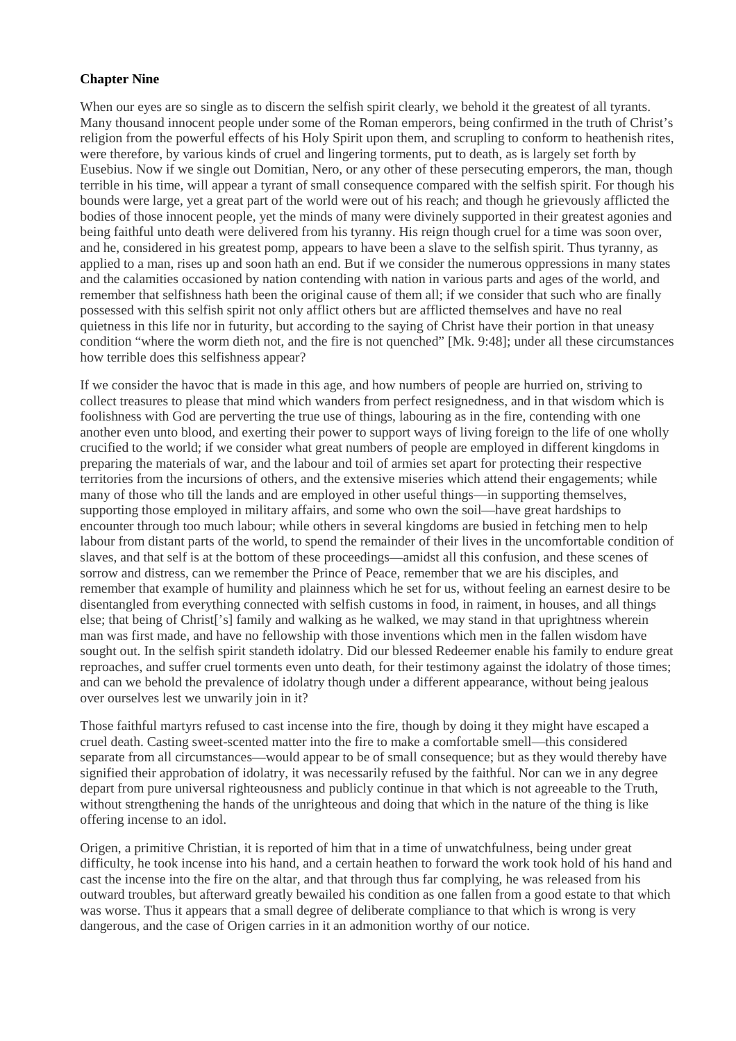**Chapter Nine**

When our eyes are so single as to discern the selfish spirit clearly, we behold it the greatest of all tyrants. Many thousand innocent people under some of the Roman emperors, being confirmed in the truth of Christ's religion from the powerful effects of his Holy Spirit upon them, and scrupling to conform to heathenish rites, were therefore, by various kinds of cruel and lingering torments, put to death, as is largely set forth by Eusebius. Now if we single out Domitian, Nero, or any other of these persecuting emperors, the man, though terrible in his time, will appear a tyrant of small consequence compared with the selfish spirit. For though his bounds were large, yet a great part of the world were out of his reach; and though he grievously afflicted the bodies of those innocent people, yet the minds of many were divinely supported in their greatest agonies and being faithful unto death were delivered from his tyranny. His reign though cruel for a time was soon over, and he, considered in his greatest pomp, appears to have been a slave to the selfish spirit. Thus tyranny, as applied to a man, rises up and soon hath an end. But if we consider the numerous oppressions in many states and the calamities occasioned by nation contending with nation in various parts and ages of the world, and remember that selfishness hath been the original cause of them all; if we consider that such who are finally possessed with this selfish spirit not only afflict others but are afflicted themselves and have no real quietness in this life nor in futurity, but according to the saying of Christ have their portion in that uneasy condition "where the worm dieth not, and the fire is not quenched" [Mk. 9:48]; under all these circumstances how terrible does this selfishness appear?

If we consider the havoc that is made in this age, and how numbers of people are hurried on, striving to collect treasures to please that mind which wanders from perfect resignedness, and in that wisdom which is foolishness with God are perverting the true use of things, labouring as in the fire, contending with one another even unto blood, and exerting their power to support ways of living foreign to the life of one wholly crucified to the world; if we consider what great numbers of people are employed in different kingdoms in preparing the materials of war, and the labour and toil of armies set apart for protecting their respective territories from the incursions of others, and the extensive miseries which attend their engagements; while many of those who till the lands and are employed in other useful things—in supporting themselves, supporting those employed in military affairs, and some who own the soil—have great hardships to encounter through too much labour; while others in several kingdoms are busied in fetching men to help labour from distant parts of the world, to spend the remainder of their lives in the uncomfortable condition of slaves, and that self is at the bottom of these proceedings—amidst all this confusion, and these scenes of sorrow and distress, can we remember the Prince of Peace, remember that we are his disciples, and remember that example of humility and plainness which he set for us, without feeling an earnest desire to be disentangled from everything connected with selfish customs in food, in raiment, in houses, and all things else; that being of Christ['s] family and walking as he walked, we may stand in that uprightness wherein man was first made, and have no fellowship with those inventions which men in the fallen wisdom have sought out. In the selfish spirit standeth idolatry. Did our blessed Redeemer enable his family to endure great reproaches, and suffer cruel torments even unto death, for their testimony against the idolatry of those times; and can we behold the prevalence of idolatry though under a different appearance, without being jealous over ourselves lest we unwarily join in it?

Those faithful martyrs refused to cast incense into the fire, though by doing it they might have escaped a cruel death. Casting sweet-scented matter into the fire to make a comfortable smell—this considered separate from all circumstances—would appear to be of small consequence; but as they would thereby have signified their approbation of idolatry, it was necessarily refused by the faithful. Nor can we in any degree depart from pure universal righteousness and publicly continue in that which is not agreeable to the Truth, without strengthening the hands of the unrighteous and doing that which in the nature of the thing is like offering incense to an idol.

Origen, a primitive Christian, it is reported of him that in a time of unwatchfulness, being under great difficulty, he took incense into his hand, and a certain heathen to forward the work took hold of his hand and cast the incense into the fire on the altar, and that through thus far complying, he was released from his outward troubles, but afterward greatly bewailed his condition as one fallen from a good estate to that which was worse. Thus it appears that a small degree of deliberate compliance to that which is wrong is very dangerous, and the case of Origen carries in it an admonition worthy of our notice.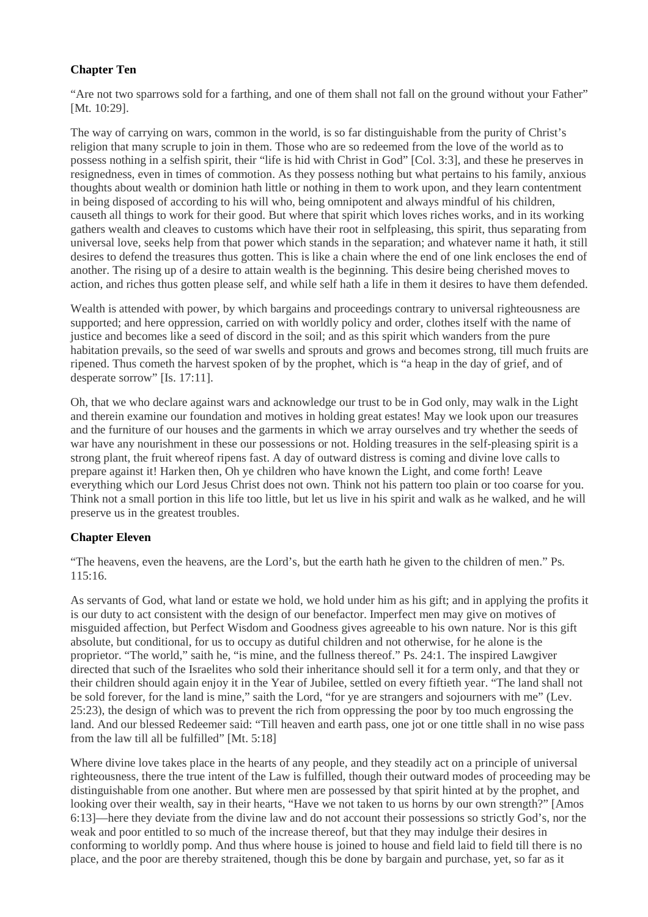### Chapter Ten

"Are not two sparrows sold for a farthing, and one of them shall not fall on the ground without your Father" [Mt. 10:29].

The way of carrying on wars, common in the world, is so far distinguishable from the purity of Christ's religion that many scruple to join in them. Those who are so redeemed from the love of the world as to possess nothing in a selfish spirit, their "life is hid with Christ in God" [Col. 3:3], and these he preserves in resignedness, even in times of commotion. As they possess nothing but what pertains to his family, anxious thoughts about wealth or dominion hath little or nothing in them to work upon, and they learn contentment in being disposed of according to his will who, being omnipotent and always mindful of his children, causeth all things to work for their good. But where that spirit which loves riches works, and in its working gathers wealth and cleaves to customs which have their root in selfpleasing, this spirit, thus separating from universal love, seeks help from that power which stands in the separation; and whatever name it hath, it still desires to defend the treasures thus gotten. This is like a chain where the end of one link encloses the end of another. The rising up of a desire to attain wealth is the beginning. This desire being cherished moves to action, and riches thus gotten please self, and while self hath a life in them it desires to have them defended.

Wealth is attended with power, by which bargains and proceedings contrary to universal righteousness are supported; and here oppression, carried on with worldly policy and order, clothes itself with the name of justice and becomes like a seed of discord in the soil; and as this spirit which wanders from the pure habitation prevails, so the seed of war swells and sprouts and grows and becomes strong, till much fruits are ripened. Thus cometh the harvest spoken of by the prophet, which is "a heap in the day of grief, and of desperate sorrow" [Is. 17:11].

Oh, that we who declare against wars and acknowledge our trust to be in God only, may walk in the Light and therein examine our foundation and motives in holding great estates! May we look upon our treasures and the furniture of our houses and the garments in which we array ourselves and try whether the seeds of war have any nourishment in these our possessions or not. Holding treasures in the self-pleasing spirit is a strong plant, the fruit whereof ripens fast. A day of outward distress is coming and divine love calls to prepare against it! Harken then, Oh ye children who have known the Light, and come forth! Leave everything which our Lord Jesus Christ does not own. Think not his pattern too plain or too coarse for you. Think not a small portion in this life too little, but let us live in his spirit and walk as he walked, and he will preserve us in the greatest troubles.

### Chapter Eleven

"The heavens, even the heavens, are the Lord's, but the earth hath he given to the children of men." Ps. 115:16.

As servants of God, what land or estate we hold, we hold under him as his gift; and in applying the profits it is our duty to act consistent with the design of our benefactor. Imperfect men may give on motives of misguided affection, but Perfect Wisdom and Goodness gives agreeable to his own nature. Nor is this gift absolute, but conditional, for us to occupy as dutiful children and not otherwise, for he alone is the proprietor. "The world," saith he, "is mine, and the fullness thereof." Ps. 24:1. The inspired Lawgiver directed that such of the Israelites who sold their inheritance should sell it for a term only, and that they or their children should again enjoy it in the Year of Jubilee, settled on every fiftieth year. "The land shall not be sold forever, for the land is mine," saith the Lord, "for ye are strangers and sojourners with me" (Lev. 25:23), the design of which was to prevent the rich from oppressing the poor by too much engrossing the land. And our blessed Redeemer said: "Till heaven and earth pass, one jot or one tittle shall in no wise pass from the law till all be fulfilled" [Mt. 5:18]

Where divine love takes place in the hearts of any people, and they steadily act on a principle of universal righteousness, there the true intent of the Law is fulfilled, though their outward modes of proceeding may be distinguishable from one another. But where men are possessed by that spirit hinted at by the prophet, and looking over their wealth, say in their hearts, "Have we not taken to us horns by our own strength?" [Amos 6:13]—here they deviate from the divine law and do not account their possessions so strictly God's, nor the weak and poor entitled to so much of the increase thereof, but that they may indulge their desires in conforming to worldly pomp. And thus where house is joined to house and field laid to field till there is no place, and the poor are thereby straitened, though this be done by bargain and purchase, yet, so far as it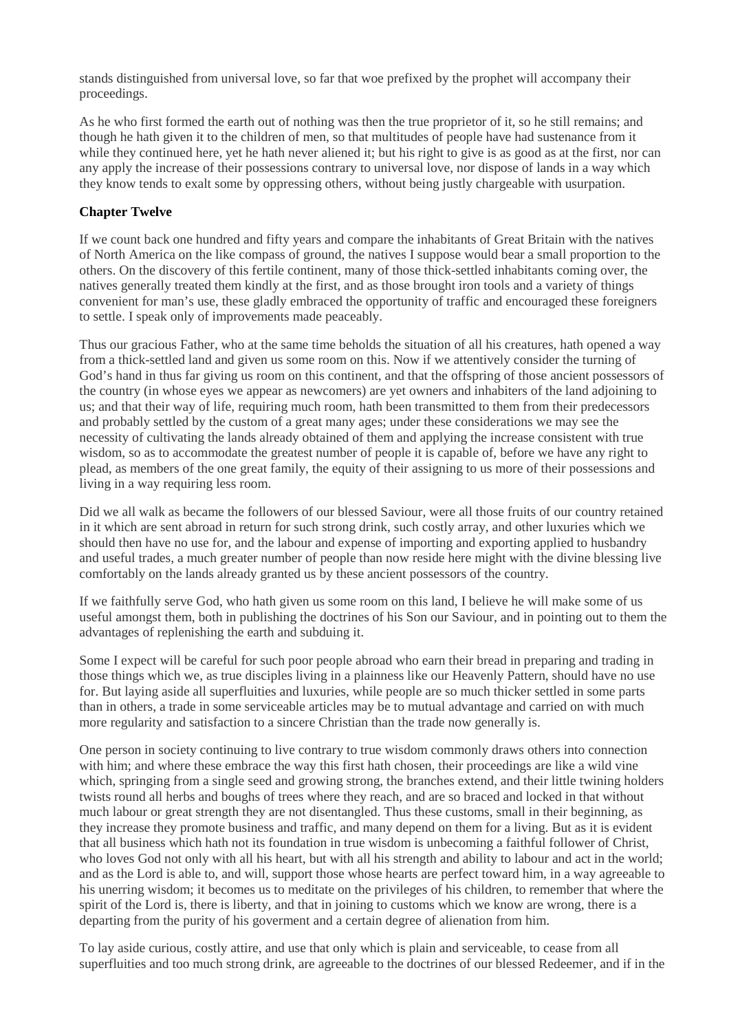stands distinguished from universal love, so far that woe prefixed by the prophet will accompany their proceedings.

As he who first formed the earth out of nothing was then the true proprietor of it, so he still remains; and though he hath given it to the children of men, so that multitudes of people have had sustenance from it while they continued here, yet he hath never aliened it; but his right to give is as good as at the first, nor can any apply the increase of their possessions contrary to universal love, nor dispose of lands in a way which they know tends to exalt some by oppressing others, without being justly chargeable with usurpation.

## Chapter Twelve

If we count back one hundred and fifty years and compare the inhabitants of Great Britain with the natives of North America on the like compass of ground, the natives I suppose would bear a small proportion to the others. On the discovery of this fertile continent, many of those thick-settled inhabitants coming over, the natives generally treated them kindly at the first, and as those brought iron tools and a variety of things convenient for man's use, these gladly embraced the opportunity of traffic and encouraged these foreigners to settle. I speak only of improvements made peaceably.

Thus our gracious Father, who at the same time beholds the situation of all his creatures, hath opened a way from a thick-settled land and given us some room on this. Now if we attentively consider the turning of God's hand in thus far giving us room on this continent, and that the offspring of those ancient possessors of the country (in whose eyes we appear as newcomers) are yet owners and inhabiters of the land adjoining to us; and that their way of life, requiring much room, hath been transmitted to them from their predecessors and probably settled by the custom of a great many ages; under these considerations we may see the necessity of cultivating the lands already obtained of them and applying the increase consistent with true wisdom, so as to accommodate the greatest number of people it is capable of, before we have any right to plead, as members of the one great family, the equity of their assigning to us more of their possessions and living in a way requiring less room.

Did we all walk as became the followers of our blessed Saviour, were all those fruits of our country retained in it which are sent abroad in return for such strong drink, such costly array, and other luxuries which we should then have no use for, and the labour and expense of importing and exporting applied to husbandry and useful trades, a much greater number of people than now reside here might with the divine blessing live comfortably on the lands already granted us by these ancient possessors of the country.

If we faithfully serve God, who hath given us some room on this land, I believe he will make some of us useful amongst them, both in publishing the doctrines of his Son our Saviour, and in pointing out to them the advantages of replenishing the earth and subduing it.

Some I expect will be careful for such poor people abroad who earn their bread in preparing and trading in those things which we, as true disciples living in a plainness like our Heavenly Pattern, should have no use for. But laying aside all superfluities and luxuries, while people are so much thicker settled in some parts than in others, a trade in some serviceable articles may be to mutual advantage and carried on with much more regularity and satisfaction to a sincere Christian than the trade now generally is.

One person in society continuing to live contrary to true wisdom commonly draws others into connection with him; and where these embrace the way this first hath chosen, their proceedings are like a wild vine which, springing from a single seed and growing strong, the branches extend, and their little twining holders twists round all herbs and boughs of trees where they reach, and are so braced and locked in that without much labour or great strength they are not disentangled. Thus these customs, small in their beginning, as they increase they promote business and traffic, and many depend on them for a living. But as it is evident that all business which hath not its foundation in true wisdom is unbecoming a faithful follower of Christ, who loves God not only with all his heart, but with all his strength and ability to labour and act in the world; and as the Lord is able to, and will, support those whose hearts are perfect toward him, in a way agreeable to his unerring wisdom; it becomes us to meditate on the privileges of his children, to remember that where the spirit of the Lord is, there is liberty, and that in joining to customs which we know are wrong, there is a departing from the purity of his goverment and a certain degree of alienation from him.

To lay aside curious, costly attire, and use that only which is plain and serviceable, to cease from all superfluities and too much strong drink, are agreeable to the doctrines of our blessed Redeemer, and if in the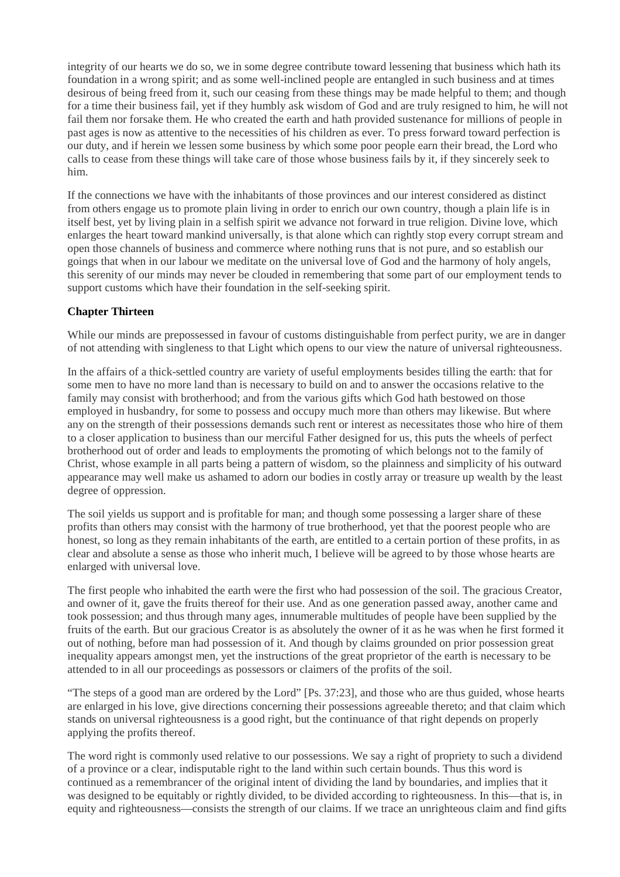integrity of our hearts we do so, we in some degree contribute toward lessening that business which hath its foundation in a wrong spirit; and as some well-inclined people are entangled in such business and at times desirous of being freed from it, such our ceasing from these things may be made helpful to them; and though for a time their business fail, yet if they humbly ask wisdom of God and are truly resigned to him, he will not fail them nor forsake them. He who created the earth and hath provided sustenance for millions of people in past ages is now as attentive to the necessities of his children as ever. To press forward toward perfection is our duty, and if herein we lessen some business by which some poor people earn their bread, the Lord who calls to cease from these things will take care of those whose business fails by it, if they sincerely seek to him.

If the connections we have with the inhabitants of those provinces and our interest considered as distinct from others engage us to promote plain living in order to enrich our own country, though a plain life is in itself best, yet by living plain in a selfish spirit we advance not forward in true religion. Divine love, which enlarges the heart toward mankind universally, is that alone which can rightly stop every corrupt stream and open those channels of business and commerce where nothing runs that is not pure, and so establish our goings that when in our labour we meditate on the universal love of God and the harmony of holy angels, this serenity of our minds may never be clouded in remembering that some part of our employment tends to support customs which have their foundation in the self-seeking spirit.

**Chapter Thirteen**

While our minds are prepossessed in favour of customs distinguishable from perfect purity, we are in danger of not attending with singleness to that Light which opens to our view the nature of universal righteousness.

In the affairs of a thick-settled country are variety of useful employments besides tilling the earth: that for some men to have no more land than is necessary to build on and to answer the occasions relative to the family may consist with brotherhood; and from the various gifts which God hath bestowed on those employed in husbandry, for some to possess and occupy much more than others may likewise. But where any on the strength of their possessions demands such rent or interest as necessitates those who hire of them to a closer application to business than our merciful Father designed for us, this puts the wheels of perfect brotherhood out of order and leads to employments the promoting of which belongs not to the family of Christ, whose example in all parts being a pattern of wisdom, so the plainness and simplicity of his outward appearance may well make us ashamed to adorn our bodies in costly array or treasure up wealth by the least degree of oppression.

The soil yields us support and is profitable for man; and though some possessing a larger share of these profits than others may consist with the harmony of true brotherhood, yet that the poorest people who are honest, so long as they remain inhabitants of the earth, are entitled to a certain portion of these profits, in as clear and absolute a sense as those who inherit much, I believe will be agreed to by those whose hearts are enlarged with universal love.

The first people who inhabited the earth were the first who had possession of the soil. The gracious Creator, and owner of it, gave the fruits thereof for their use. And as one generation passed away, another came and took possession; and thus through many ages, innumerable multitudes of people have been supplied by the fruits of the earth. But our gracious Creator is as absolutely the owner of it as he was when he first formed it out of nothing, before man had possession of it. And though by claims grounded on prior possession great inequality appears amongst men, yet the instructions of the great proprietor of the earth is necessary to be attended to in all our proceedings as possessors or claimers of the profits of the soil.

"The steps of a good man are ordered by the Lord" [Ps. 37:23], and those who are thus guided, whose hearts are enlarged in his love, give directions concerning their possessions agreeable thereto; and that claim which stands on universal righteousness is a good right, but the continuance of that right depends on properly applying the profits thereof.

The word right is commonly used relative to our possessions. We say a right of propriety to such a dividend of a province or a clear, indisputable right to the land within such certain bounds. Thus this word is continued as a remembrancer of the original intent of dividing the land by boundaries, and implies that it was designed to be equitably or rightly divided, to be divided according to righteousness. In this—that is, in equity and righteousness—consists the strength of our claims. If we trace an unrighteous claim and find gifts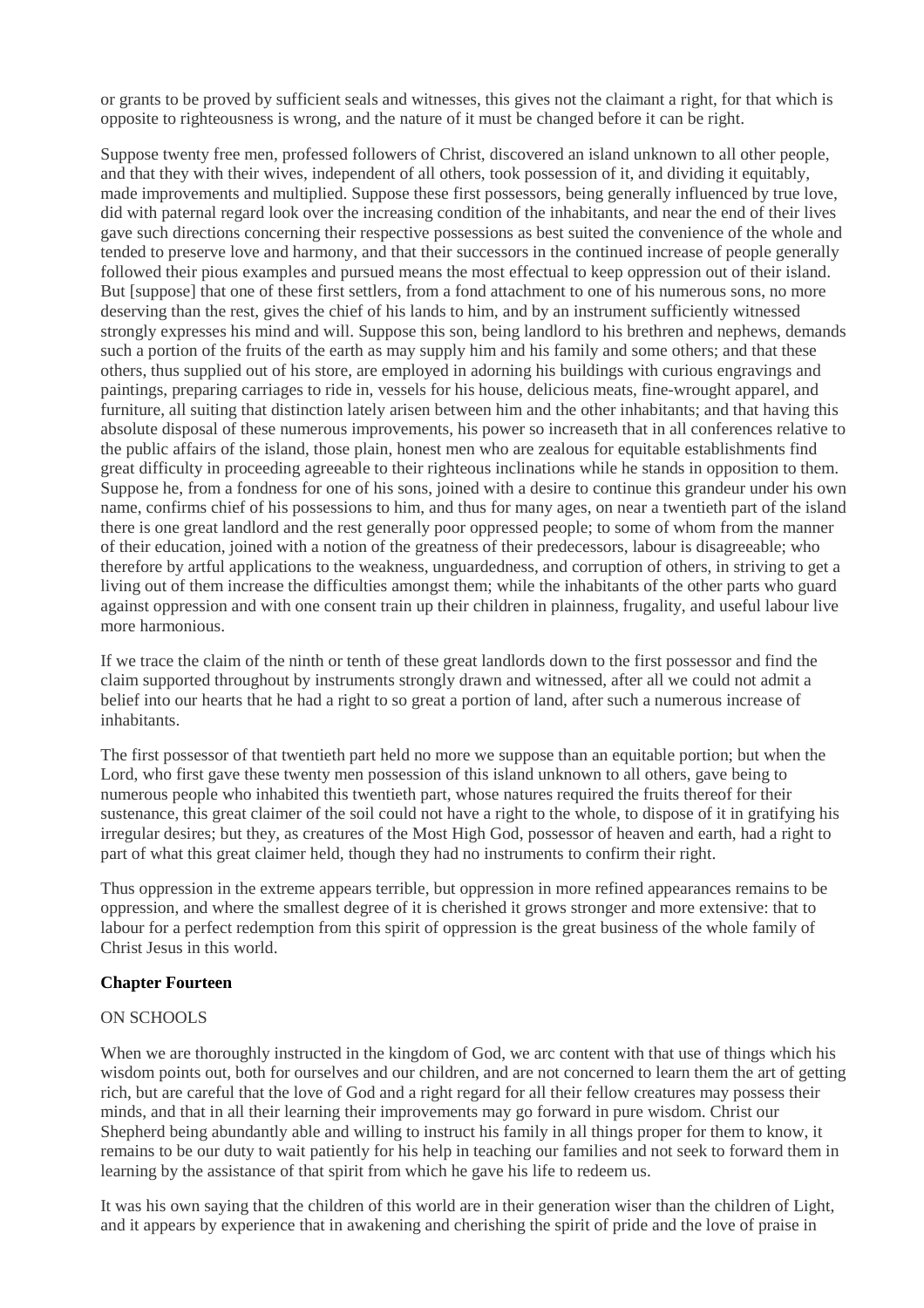or grants to be proved by sufficient seals and witnesses, this gives not the claimant a right, for that which is opposite to righteousness is wrong, and the nature of it must be changed before it can be right.

Suppose twenty free men, professed followers of Christ, discovered an island unknown to all other people, and that they with their wives, independent of all others, took possession of it, and dividing it equitably, made improvements and multiplied. Suppose these first possessors, being generally influenced by true love, did with paternal regard look over the increasing condition of the inhabitants, and near the end of their lives gave such directions concerning their respective possessions as best suited the convenience of the whole and tended to preserve love and harmony, and that their successors in the continued increase of people generally followed their pious examples and pursued means the most effectual to keep oppression out of their island. But [suppose] that one of these first settlers, from a fond attachment to one of his numerous sons, no more deserving than the rest, gives the chief of his lands to him, and by an instrument sufficiently witnessed strongly expresses his mind and will. Suppose this son, being landlord to his brethren and nephews, demands such a portion of the fruits of the earth as may supply him and his family and some others; and that these others, thus supplied out of his store, are employed in adorning his buildings with curious engravings and paintings, preparing carriages to ride in, vessels for his house, delicious meats, fine-wrought apparel, and furniture, all suiting that distinction lately arisen between him and the other inhabitants; and that having this absolute disposal of these numerous improvements, his power so increaseth that in all conferences relative to the public affairs of the island, those plain, honest men who are zealous for equitable establishments find great difficulty in proceeding agreeable to their righteous inclinations while he stands in opposition to them. Suppose he, from a fondness for one of his sons, joined with a desire to continue this grandeur under his own name, confirms chief of his possessions to him, and thus for many ages, on near a twentieth part of the island there is one great landlord and the rest generally poor oppressed people; to some of whom from the manner of their education, joined with a notion of the greatness of their predecessors, labour is disagreeable; who therefore by artful applications to the weakness, unguardedness, and corruption of others, in striving to get a living out of them increase the difficulties amongst them; while the inhabitants of the other parts who guard against oppression and with one consent train up their children in plainness, frugality, and useful labour live more harmonious.

If we trace the claim of the ninth or tenth of these great landlords down to the first possessor and find the claim supported throughout by instruments strongly drawn and witnessed, after all we could not admit a belief into our hearts that he had a right to so great a portion of land, after such a numerous increase of inhabitants.

The first possessor of that twentieth part held no more we suppose than an equitable portion; but when the Lord, who first gave these twenty men possession of this island unknown to all others, gave being to numerous people who inhabited this twentieth part, whose natures required the fruits thereof for their sustenance, this great claimer of the soil could not have a right to the whole, to dispose of it in gratifying his irregular desires; but they, as creatures of the Most High God, possessor of heaven and earth, had a right to part of what this great claimer held, though they had no instruments to confirm their right.

Thus oppression in the extreme appears terrible, but oppression in more refined appearances remains to be oppression, and where the smallest degree of it is cherished it grows stronger and more extensive: that to labour for a perfect redemption from this spirit of oppression is the great business of the whole family of Christ Jesus in this world.

## Chapter Fourteen

ON SCHOOLS

When we are thoroughly instructed in the kingdom of God, we arc content with that use of things which his wisdom points out, both for ourselves and our children, and are not concerned to learn them the art of getting rich, but are careful that the love of God and a right regard for all their fellow creatures may possess their minds, and that in all their learning their improvements may go forward in pure wisdom. Christ our Shepherd being abundantly able and willing to instruct his family in all things proper for them to know, it remains to be our duty to wait patiently for his help in teaching our families and not seek to forward them in learning by the assistance of that spirit from which he gave his life to redeem us.

It was his own saying that the children of this world are in their generation wiser than the children of Light, and it appears by experience that in awakening and cherishing the spirit of pride and the love of praise in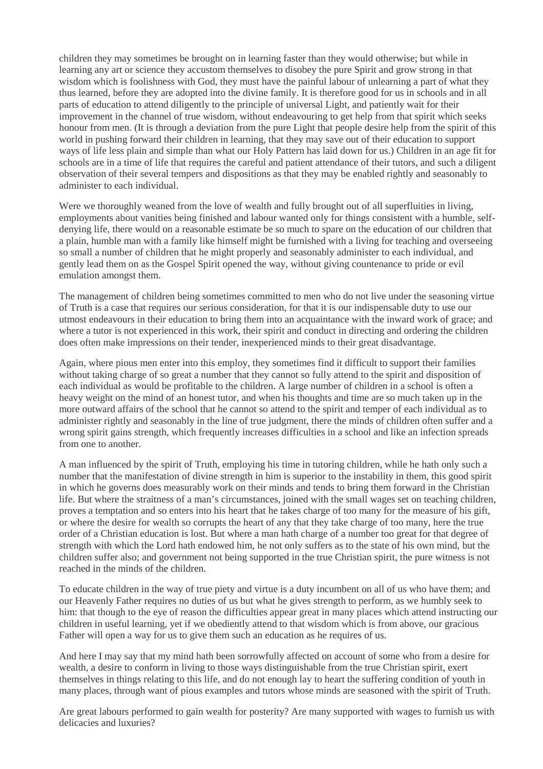children they may sometimes be brought on in learning faster than they would otherwise; but while in learning any art or science they accustom themselves to disobey the pure Spirit and grow strong in that wisdom which is foolishness with God, they must have the painful labour of unlearning a part of what they thus learned, before they are adopted into the divine family. It is therefore good for us in schools and in all parts of education to attend diligently to the principle of universal Light, and patiently wait for their improvement in the channel of true wisdom, without endeavouring to get help from that spirit which seeks honour from men. (It is through a deviation from the pure Light that people desire help from the spirit of this world in pushing forward their children in learning, that they may save out of their education to support ways of life less plain and simple than what our Holy Pattern has laid down for us.) Children in an age fit for schools are in a time of life that requires the careful and patient attendance of their tutors, and such a diligent observation of their several tempers and dispositions as that they may be enabled rightly and seasonably to administer to each individual.

Were we thoroughly weaned from the love of wealth and fully brought out of all superfluities in living, employments about vanities being finished and labour wanted only for things consistent with a humble, self-denying life, there would on a reasonable estimate be so much to spare on the education of our children that a plain, humble man with a family like himself might be furnished with a living for teaching and overseeing so small a number of children that he might properly and seasonably administer to each individual, and gently lead them on as the Gospel Spirit opened the way, without giving countenance to pride or evil emulation amongst them.

The management of children being sometimes committed to men who do not live under the seasoning virtue of Truth is a case that requires our serious consideration, for that it is our indispensable duty to use our utmost endeavours in their education to bring them into an acquaintance with the inward work of grace; and where a tutor is not experienced in this work, their spirit and conduct in directing and ordering the children does often make impressions on their tender, inexperienced minds to their great disadvantage.

Again, where pious men enter into this employ, they sometimes find it difficult to support their families without taking charge of so great a number that they cannot so fully attend to the spirit and disposition of each individual as would be profitable to the children. A large number of children in a school is often a heavy weight on the mind of an honest tutor, and when his thoughts and time are so much taken up in the more outward affairs of the school that he cannot so attend to the spirit and temper of each individual as to administer rightly and seasonably in the line of true judgment, there the minds of children often suffer and a wrong spirit gains strength, which frequently increases difficulties in a school and like an infection spreads from one to another.

A man influenced by the spirit of Truth, employing his time in tutoring children, while he hath only such a number that the manifestation of divine strength in him is superior to the instability in them, this good spirit in which he governs does measurably work on their minds and tends to bring them forward in the Christian life. But where the straitness of a man's circumstances, joined with the small wages set on teaching children, proves a temptation and so enters into his heart that he takes charge of too many for the measure of his gift, or where the desire for wealth so corrupts the heart of any that they take charge of too many, here the true order of a Christian education is lost. But where a man hath charge of a number too great for that degree of strength with which the Lord hath endowed him, he not only suffers as to the state of his own mind, but the children suffer also; and government not being supported in the true Christian spirit, the pure witness is not reached in the minds of the children.

To educate children in the way of true piety and virtue is a duty incumbent on all of us who have them; and our Heavenly Father requires no duties of us but what he gives strength to perform, as we humbly seek to him: that though to the eye of reason the difficulties appear great in many places which attend instructing our children in useful learning, yet if we obediently attend to that wisdom which is from above, our gracious Father will open a way for us to give them such an education as he requires of us.

And here I may say that my mind hath been sorrowfully affected on account of some who from a desire for wealth, a desire to conform in living to those ways distinguishable from the true Christian spirit, exert themselves in things relating to this life, and do not enough lay to heart the suffering condition of youth in many places, through want of pious examples and tutors whose minds are seasoned with the spirit of Truth.

Are great labours performed to gain wealth for posterity? Are many supported with wages to furnish us with delicacies and luxuries?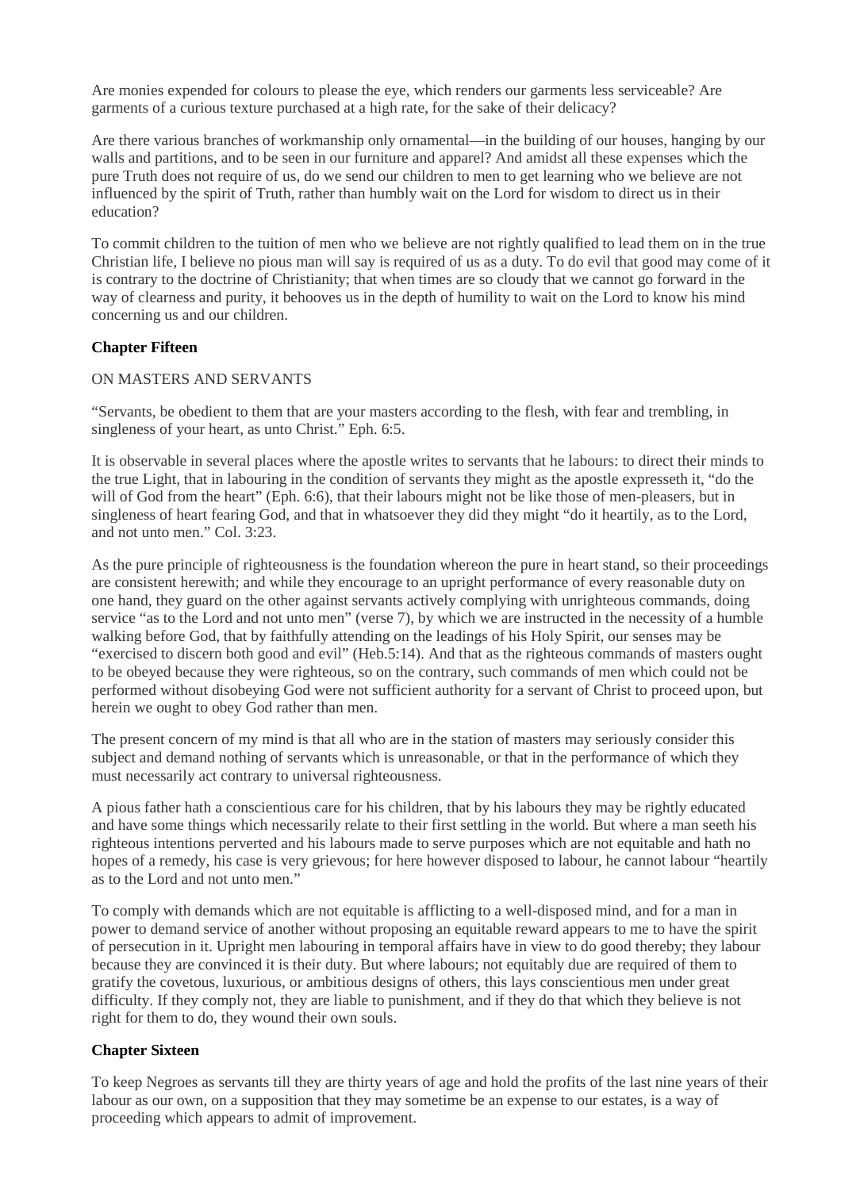Are monies expended for colours to please the eye, which renders our garments less serviceable? Are garments of a curious texture purchased at a high rate, for the sake of their delicacy?

Are there various branches of workmanship only ornamental—in the building of our houses, hanging by our walls and partitions, and to be seen in our furniture and apparel? And amidst all these expenses which the pure Truth does not require of us, do we send our children to men to get learning who we believe are not influenced by the spirit of Truth, rather than humbly wait on the Lord for wisdom to direct us in their education?

To commit children to the tuition of men who we believe are not rightly qualified to lead them on in the true Christian life, I believe no pious man will say is required of us as a duty. To do evil that good may come of it is contrary to the doctrine of Christianity; that when times are so cloudy that we cannot go forward in the way of clearness and purity, it behooves us in the depth of humility to wait on the Lord to know his mind concerning us and our children.

## Chapter Fifteen

ON MASTERS AND SERVANTS

"Servants, be obedient to them that are your masters according to the flesh, with fear and trembling, in singleness of your heart, as unto Christ." Eph. 6:5.

It is observable in several places where the apostle writes to servants that he labours: to direct their minds to the true Light, that in labouring in the condition of servants they might as the apostle expresseth it, "do the will of God from the heart" (Eph. 6:6), that their labours might not be like those of men-pleasers, but in singleness of heart fearing God, and that in whatsoever they did they might "do it heartily, as to the Lord, and not unto men." Col. 3:23.

As the pure principle of righteousness is the foundation whereon the pure in heart stand, so their proceedings are consistent herewith; and while they encourage to an upright performance of every reasonable duty on one hand, they guard on the other against servants actively complying with unrighteous commands, doing service "as to the Lord and not unto men" (verse 7), by which we are instructed in the necessity of a humble walking before God, that by faithfully attending on the leadings of his Holy Spirit, our senses may be "exercised to discern both good and evil" (Heb.5:14). And that as the righteous commands of masters ought to be obeyed because they were righteous, so on the contrary, such commands of men which could not be performed without disobeying God were not sufficient authority for a servant of Christ to proceed upon, but herein we ought to obey God rather than men.

The present concern of my mind is that all who are in the station of masters may seriously consider this subject and demand nothing of servants which is unreasonable, or that in the performance of which they must necessarily act contrary to universal righteousness.

A pious father hath a conscientious care for his children, that by his labours they may be rightly educated and have some things which necessarily relate to their first settling in the world. But where a man seeth his righteous intentions perverted and his labours made to serve purposes which are not equitable and hath no hopes of a remedy, his case is very grievous; for here however disposed to labour, he cannot labour "heartily as to the Lord and not unto men."

To comply with demands which are not equitable is afflicting to a well-disposed mind, and for a man in power to demand service of another without proposing an equitable reward appears to me to have the spirit of persecution in it. Upright men labouring in temporal affairs have in view to do good thereby; they labour because they are convinced it is their duty. But where labours; not equitably due are required of them to gratify the covetous, luxurious, or ambitious designs of others, this lays conscientious men under great difficulty. If they comply not, they are liable to punishment, and if they do that which they believe is not right for them to do, they wound their own souls.

## Chapter Sixteen

To keep Negroes as servants till they are thirty years of age and hold the profits of the last nine years of their labour as our own, on a supposition that they may sometime be an expense to our estates, is a way of proceeding which appears to admit of improvement.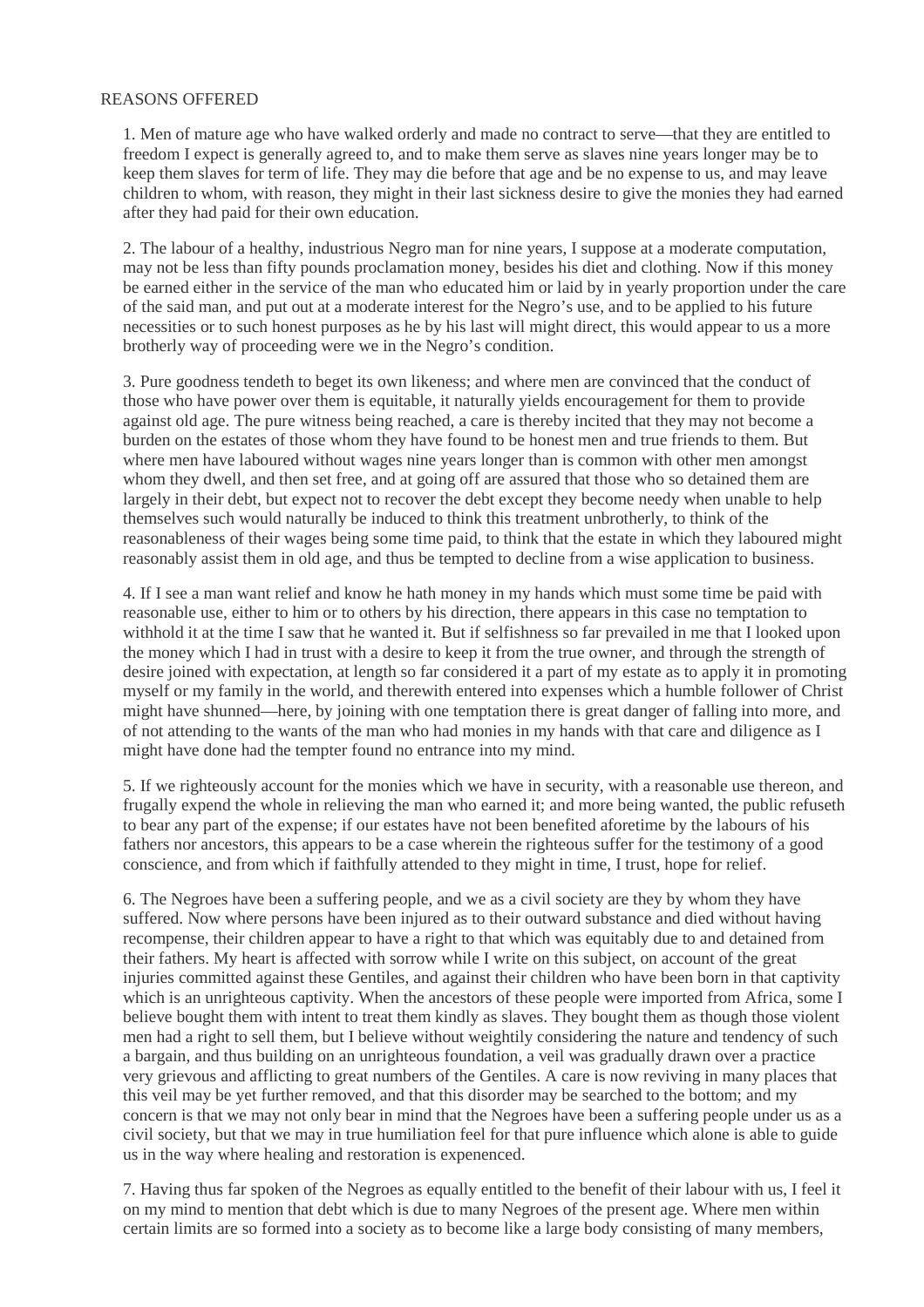REASONS OFFERED

1. Men of mature age who have walked orderly and made no contract to serve—that they are entitled to freedom I expect is generally agreed to, and to make them serve as slaves nine years longer may be to keep them slaves for term of life. They may die before that age and be no expense to us, and may leave children to whom, with reason, they might in their last sickness desire to give the monies they had earned after they had paid for their own education.

2. The labour of a healthy, industrious Negro man for nine years, I suppose at a moderate computation, may not be less than fifty pounds proclamation money, besides his diet and clothing. Now if this money be earned either in the service of the man who educated him or laid by in yearly proportion under the care of the said man, and put out at a moderate interest for the Negro's use, and to be applied to his future necessities or to such honest purposes as he by his last will might direct, this would appear to us a more brotherly way of proceeding were we in the Negro's condition.

3. Pure goodness tendeth to beget its own likeness; and where men are convinced that the conduct of those who have power over them is equitable, it naturally yields encouragement for them to provide against old age. The pure witness being reached, a care is thereby incited that they may not become a burden on the estates of those whom they have found to be honest men and true friends to them. But where men have laboured without wages nine years longer than is common with other men amongst whom they dwell, and then set free, and at going off are assured that those who so detained them are largely in their debt, but expect not to recover the debt except they become needy when unable to help themselves such would naturally be induced to think this treatment unbrotherly, to think of the reasonableness of their wages being some time paid, to think that the estate in which they laboured might reasonably assist them in old age, and thus be tempted to decline from a wise application to business.

4. If I see a man want relief and know he hath money in my hands which must some time be paid with reasonable use, either to him or to others by his direction, there appears in this case no temptation to withhold it at the time I saw that he wanted it. But if selfishness so far prevailed in me that I looked upon the money which I had in trust with a desire to keep it from the true owner, and through the strength of desire joined with expectation, at length so far considered it a part of my estate as to apply it in promoting myself or my family in the world, and therewith entered into expenses which a humble follower of Christ might have shunned—here, by joining with one temptation there is great danger of falling into more, and of not attending to the wants of the man who had monies in my hands with that care and diligence as I might have done had the tempter found no entrance into my mind.

5. If we righteously account for the monies which we have in security, with a reasonable use thereon, and frugally expend the whole in relieving the man who earned it; and more being wanted, the public refuseth to bear any part of the expense; if our estates have not been benefited aforetime by the labours of his fathers nor ancestors, this appears to be a case wherein the righteous suffer for the testimony of a good conscience, and from which if faithfully attended to they might in time, I trust, hope for relief.

6. The Negroes have been a suffering people, and we as a civil society are they by whom they have suffered. Now where persons have been injured as to their outward substance and died without having recompense, their children appear to have a right to that which was equitably due to and detained from their fathers. My heart is affected with sorrow while I write on this subject, on account of the great injuries committed against these Gentiles, and against their children who have been born in that captivity which is an unrighteous captivity. When the ancestors of these people were imported from Africa, some I believe bought them with intent to treat them kindly as slaves. They bought them as though those violent men had a right to sell them, but I believe without weightily considering the nature and tendency of such a bargain, and thus building on an unrighteous foundation, a veil was gradually drawn over a practice very grievous and afflicting to great numbers of the Gentiles. A care is now reviving in many places that this veil may be yet further removed, and that this disorder may be searched to the bottom; and my concern is that we may not only bear in mind that the Negroes have been a suffering people under us as a civil society, but that we may in true humiliation feel for that pure influence which alone is able to guide us in the way where healing and restoration is expenenced.

7. Having thus far spoken of the Negroes as equally entitled to the benefit of their labour with us, I feel it on my mind to mention that debt which is due to many Negroes of the present age. Where men within certain limits are so formed into a society as to become like a large body consisting of many members,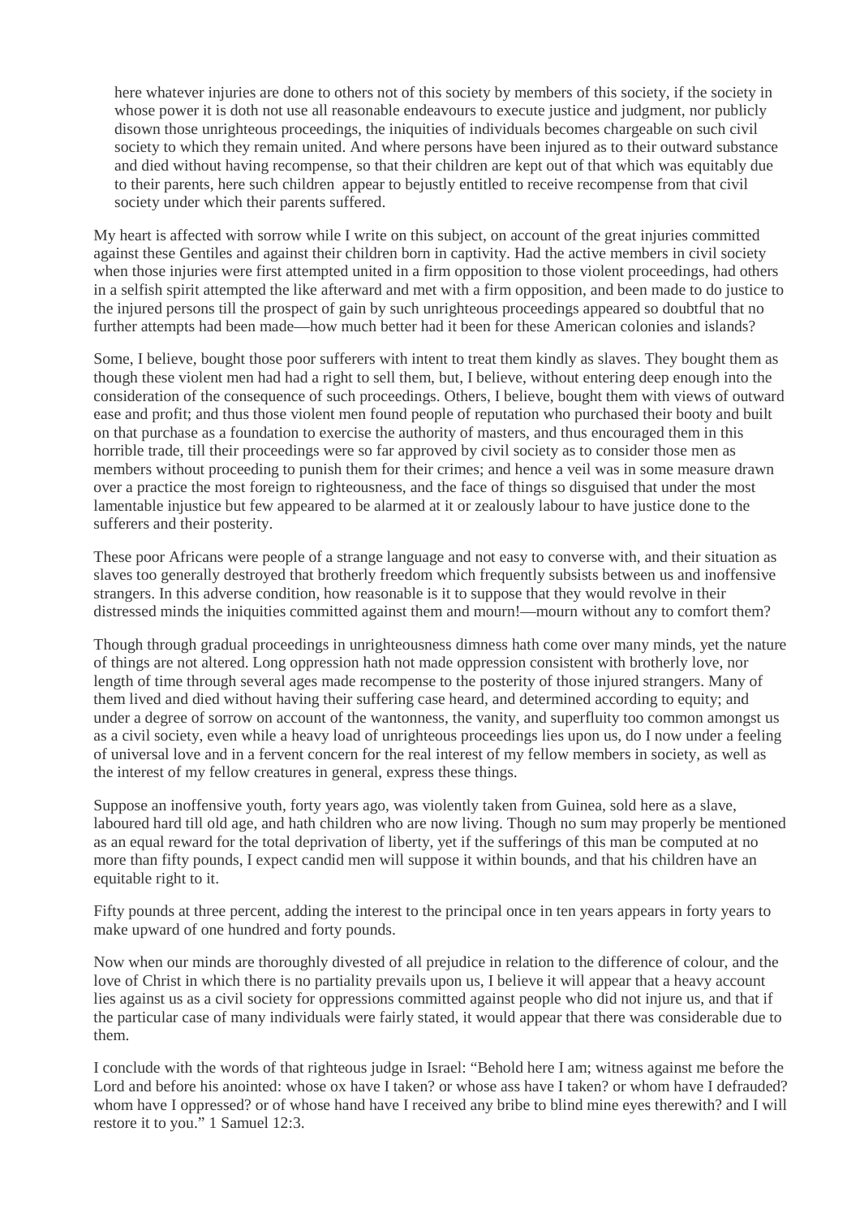here whatever injuries are done to others not of this society by members of this society, if the society in whose power it is doth not use all reasonable endeavours to execute justice and judgment, nor publicly disown those unrighteous proceedings, the iniquities of individuals becomes chargeable on such civil society to which they remain united. And where persons have been injured as to their outward substance and died without having recompense, so that their children are kept out of that which was equitably due to their parents, here such children appear to bejustly entitled to receive recompense from that civil society under which their parents suffered.

My heart is affected with sorrow while I write on this subject, on account of the great injuries committed against these Gentiles and against their children born in captivity. Had the active members in civil society when those injuries were first attempted united in a firm opposition to those violent proceedings, had others in a selfish spirit attempted the like afterward and met with a firm opposition, and been made to do justice to the injured persons till the prospect of gain by such unrighteous proceedings appeared so doubtful that no further attempts had been made—how much better had it been for these American colonies and islands?

Some, I believe, bought those poor sufferers with intent to treat them kindly as slaves. They bought them as though these violent men had had a right to sell them, but, I believe, without entering deep enough into the consideration of the consequence of such proceedings. Others, I believe, bought them with views of outward ease and profit; and thus those violent men found people of reputation who purchased their booty and built on that purchase as a foundation to exercise the authority of masters, and thus encouraged them in this horrible trade, till their proceedings were so far approved by civil society as to consider those men as members without proceeding to punish them for their crimes; and hence a veil was in some measure drawn over a practice the most foreign to righteousness, and the face of things so disguised that under the most lamentable injustice but few appeared to be alarmed at it or zealously labour to have justice done to the sufferers and their posterity.

These poor Africans were people of a strange language and not easy to converse with, and their situation as slaves too generally destroyed that brotherly freedom which frequently subsists between us and inoffensive strangers. In this adverse condition, how reasonable is it to suppose that they would revolve in their distressed minds the iniquities committed against them and mourn!—mourn without any to comfort them?

Though through gradual proceedings in unrighteousness dimness hath come over many minds, yet the nature of things are not altered. Long oppression hath not made oppression consistent with brotherly love, nor length of time through several ages made recompense to the posterity of those injured strangers. Many of them lived and died without having their suffering case heard, and determined according to equity; and under a degree of sorrow on account of the wantonness, the vanity, and superfluity too common amongst us as a civil society, even while a heavy load of unrighteous proceedings lies upon us, do I now under a feeling of universal love and in a fervent concern for the real interest of my fellow members in society, as well as the interest of my fellow creatures in general, express these things.

Suppose an inoffensive youth, forty years ago, was violently taken from Guinea, sold here as a slave, laboured hard till old age, and hath children who are now living. Though no sum may properly be mentioned as an equal reward for the total deprivation of liberty, yet if the sufferings of this man be computed at no more than fifty pounds, I expect candid men will suppose it within bounds, and that his children have an equitable right to it.

Fifty pounds at three percent, adding the interest to the principal once in ten years appears in forty years to make upward of one hundred and forty pounds.

Now when our minds are thoroughly divested of all prejudice in relation to the difference of colour, and the love of Christ in which there is no partiality prevails upon us, I believe it will appear that a heavy account lies against us as a civil society for oppressions committed against people who did not injure us, and that if the particular case of many individuals were fairly stated, it would appear that there was considerable due to them.

I conclude with the words of that righteous judge in Israel: "Behold here I am; witness against me before the Lord and before his anointed: whose ox have I taken? or whose ass have I taken? or whom have I defrauded? whom have I oppressed? or of whose hand have I received any bribe to blind mine eyes therewith? and I will restore it to you." 1 Samuel 12:3.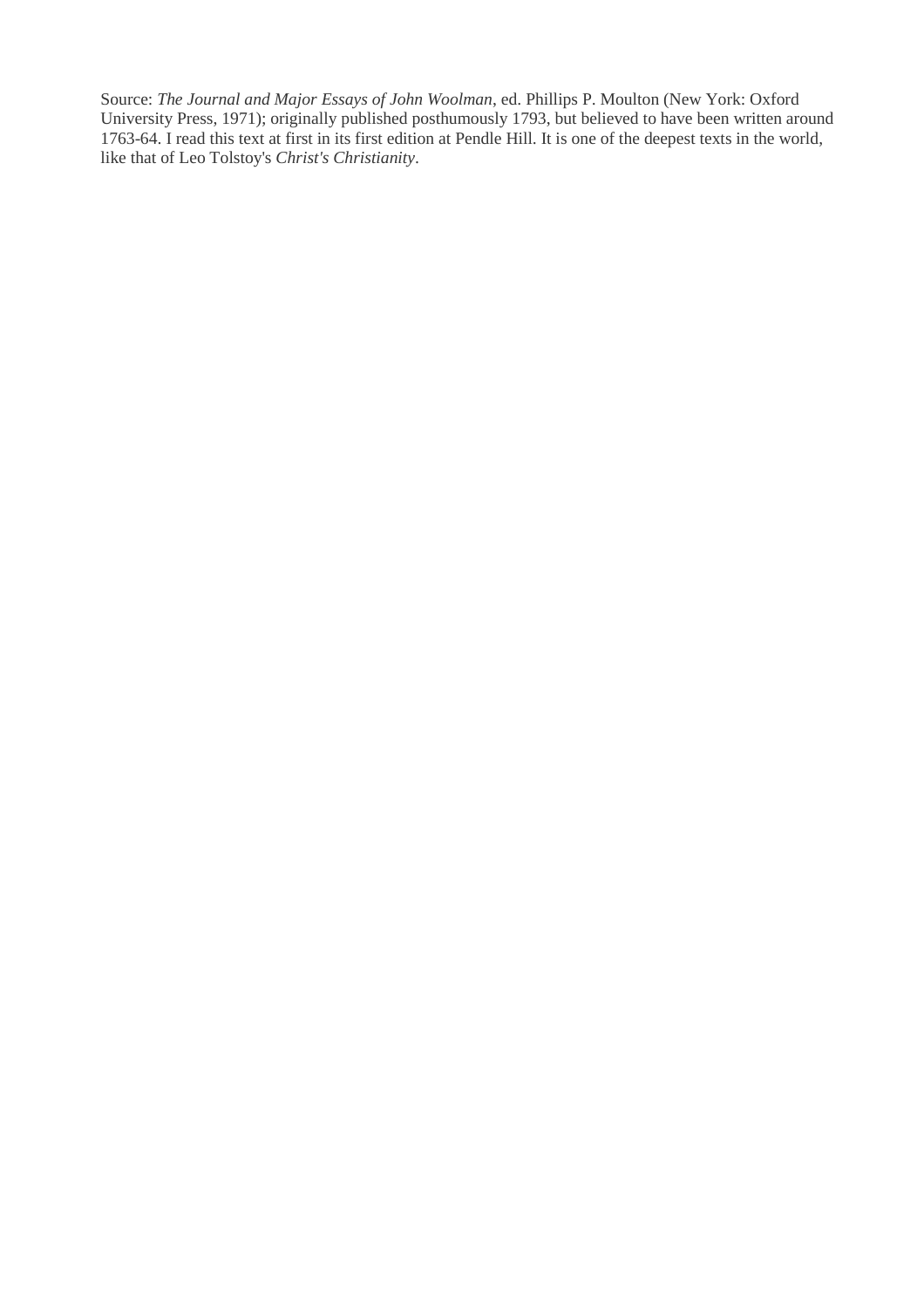Source: *The Journal and Major Essays of John Woolman*, ed. Phillips P. Moulton (New York: Oxford University Press, 1971); originally published posthumously 1793, but believed to have been written around 1763-64. I read this text at first in its first edition at Pendle Hill. It is one of the deepest texts in the world, like that of Leo Tolstoy's *Christ's Christianity*.